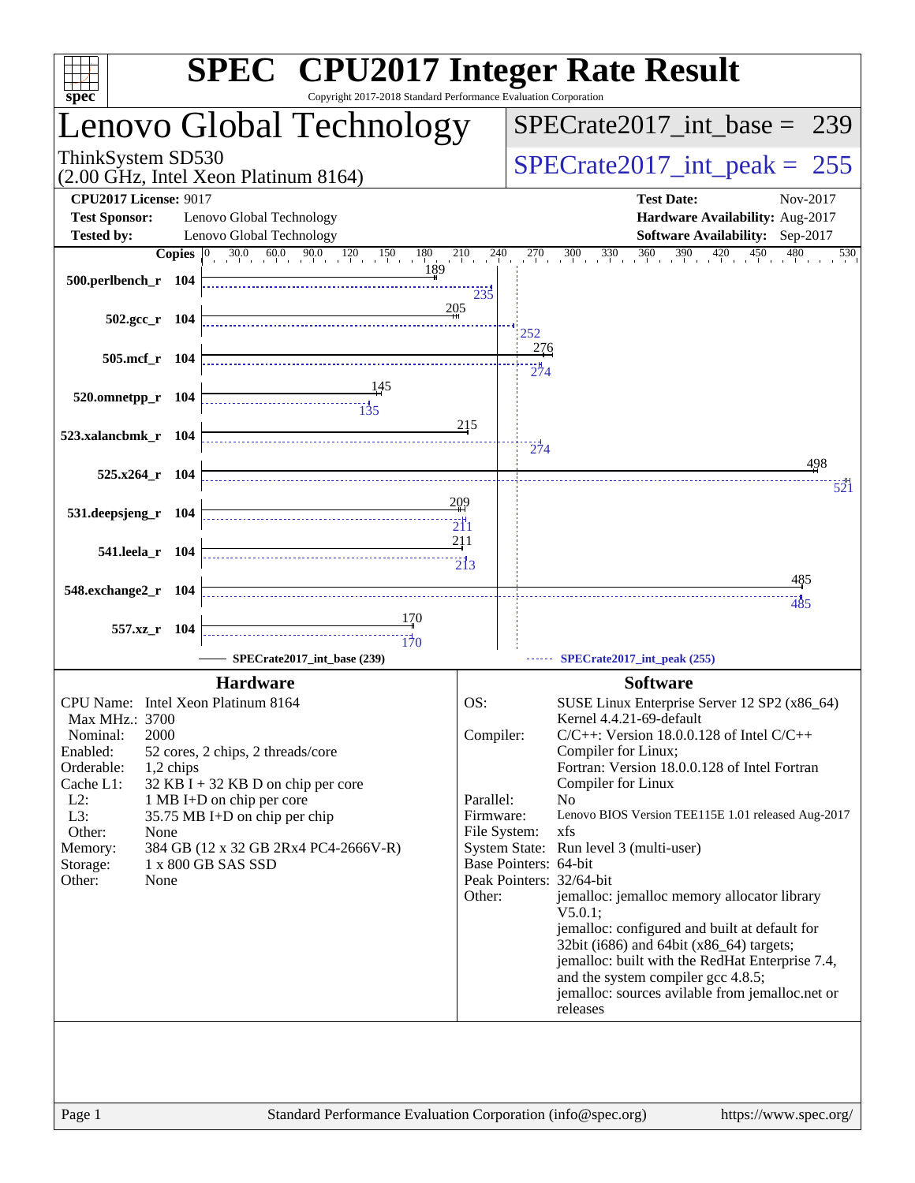# SPEC CPU2017 Integer Rate Result

Copyright 2017-2018 Standard Performance Evaluation Corporation

## Lenovo Global Technology

ThinkSystem SD530
(2.00 GHz, Intel Xeon Platinum 8164)

SPECrate2017_int_base = 239

SPECrate2017_int_peak = 255

**CPU2017 License:** 9017
**Test Sponsor:** Lenovo Global Technology
**Tested by:** Lenovo Global Technology

**Test Date:** Nov-2017
**Hardware Availability:** Aug-2017
**Software Availability:** Sep-2017

| Benchmark | Copies | Base | Peak |
|---|---|---|---|
| 500.perlbench_r | 104 | 189 | 235 |
| 502.gcc_r | 104 | 205 | 252 |
| 505.mcf_r | 104 | 276 | 274 |
| 520.omnetpp_r | 104 | 145 | 135 |
| 523.xalancbmk_r | 104 | 215 | 274 |
| 525.x264_r | 104 | 498 | 521 |
| 531.deepsjeng_r | 104 | 209 | 211 |
| 541.leela_r | 104 | 211 | 213 |
| 548.exchange2_r | 104 | 485 | 485 |
| 557.xz_r | 104 | 170 | 170 |

SPECrate2017_int_base (239) — SPECrate2017_int_peak (255)

## Hardware

- CPU Name: Intel Xeon Platinum 8164
- Max MHz.: 3700
- Nominal: 2000
- Enabled: 52 cores, 2 chips, 2 threads/core
- Orderable: 1,2 chips
- Cache L1: 32 KB I + 32 KB D on chip per core
- L2: 1 MB I+D on chip per core
- L3: 35.75 MB I+D on chip per chip
- Other: None
- Memory: 384 GB (12 x 32 GB 2Rx4 PC4-2666V-R)
- Storage: 1 x 800 GB SAS SSD
- Other: None

## Software

- OS: SUSE Linux Enterprise Server 12 SP2 (x86_64) Kernel 4.4.21-69-default
- Compiler: C/C++: Version 18.0.0.128 of Intel C/C++ Compiler for Linux; Fortran: Version 18.0.0.128 of Intel Fortran Compiler for Linux
- Parallel: No
- Firmware: Lenovo BIOS Version TEE115E 1.01 released Aug-2017
- File System: xfs
- System State: Run level 3 (multi-user)
- Base Pointers: 64-bit
- Peak Pointers: 32/64-bit
- Other: jemalloc: jemalloc memory allocator library V5.0.1; jemalloc: configured and built at default for 32bit (i686) and 64bit (x86_64) targets; jemalloc: built with the RedHat Enterprise 7.4, and the system compiler gcc 4.8.5; jemalloc: sources avilable from jemalloc.net or releases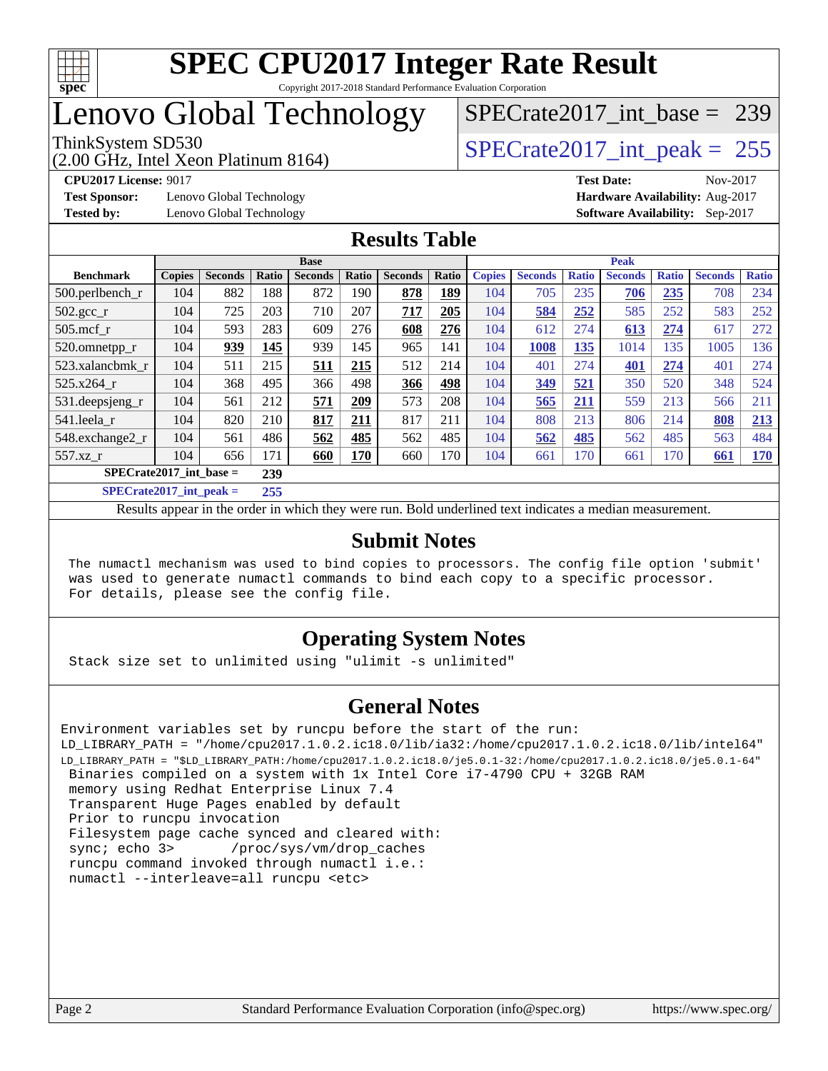# SPEC CPU2017 Integer Rate Result

Copyright 2017-2018 Standard Performance Evaluation Corporation

# Lenovo Global Technology

ThinkSystem SD530
(2.00 GHz, Intel Xeon Platinum 8164)

SPECrate2017_int_base = 239

SPECrate2017_int_peak = 255

**CPU2017 License:** 9017
**Test Sponsor:** Lenovo Global Technology
**Tested by:** Lenovo Global Technology
**Test Date:** Nov-2017
**Hardware Availability:** Aug-2017
**Software Availability:** Sep-2017

## Results Table

| Benchmark | Base | | | | | | | Peak | | | | | | |
|---|---|---|---|---|---|---|---|---|---|---|---|---|---|---|
| | Copies | Seconds | Ratio | Seconds | Ratio | Seconds | Ratio | Copies | Seconds | Ratio | Seconds | Ratio | Seconds | Ratio |
| 500.perlbench_r | 104 | 882 | 188 | 872 | 190 | **878** | **189** | 104 | 705 | 235 | **706** | **235** | 708 | 234 |
| 502.gcc_r | 104 | 725 | 203 | 710 | 207 | **717** | **205** | 104 | **584** | **252** | 585 | 252 | 583 | 252 |
| 505.mcf_r | 104 | 593 | 283 | 609 | 276 | **608** | **276** | 104 | 612 | 274 | **613** | **274** | 617 | 272 |
| 520.omnetpp_r | 104 | **939** | **145** | 939 | 145 | 965 | 141 | 104 | **1008** | **135** | 1014 | 135 | 1005 | 136 |
| 523.xalancbmk_r | 104 | 511 | 215 | **511** | **215** | 512 | 214 | 104 | 401 | 274 | **401** | **274** | 401 | 274 |
| 525.x264_r | 104 | 368 | 495 | 366 | 498 | **366** | **498** | 104 | **349** | **521** | 350 | 520 | 348 | 524 |
| 531.deepsjeng_r | 104 | 561 | 212 | **571** | **209** | 573 | 208 | 104 | **565** | **211** | 559 | 213 | 566 | 211 |
| 541.leela_r | 104 | 820 | 210 | **817** | **211** | 817 | 211 | 104 | 808 | 213 | 806 | 214 | **808** | **213** |
| 548.exchange2_r | 104 | 561 | 486 | **562** | **485** | 562 | 485 | 104 | **562** | **485** | 562 | 485 | 563 | 484 |
| 557.xz_r | 104 | 656 | 171 | **660** | **170** | 660 | 170 | 104 | 661 | 170 | 661 | 170 | **661** | **170** |

**SPECrate2017_int_base = 239**

**SPECrate2017_int_peak = 255**

Results appear in the order in which they were run. Bold underlined text indicates a median measurement.

## Submit Notes

```
The numactl mechanism was used to bind copies to processors. The config file option 'submit'
was used to generate numactl commands to bind each copy to a specific processor.
For details, please see the config file.
```

## Operating System Notes

```
Stack size set to unlimited using "ulimit -s unlimited"
```

## General Notes

```
Environment variables set by runcpu before the start of the run:
LD_LIBRARY_PATH = "/home/cpu2017.1.0.2.ic18.0/lib/ia32:/home/cpu2017.1.0.2.ic18.0/lib/intel64"
LD_LIBRARY_PATH = "$LD_LIBRARY_PATH:/home/cpu2017.1.0.2.ic18.0/je5.0.1-32:/home/cpu2017.1.0.2.ic18.0/je5.0.1-64"
 Binaries compiled on a system with 1x Intel Core i7-4790 CPU + 32GB RAM
 memory using Redhat Enterprise Linux 7.4
 Transparent Huge Pages enabled by default
 Prior to runcpu invocation
 Filesystem page cache synced and cleared with:
 sync; echo 3>       /proc/sys/vm/drop_caches
 runcpu command invoked through numactl i.e.:
 numactl --interleave=all runcpu <etc>
```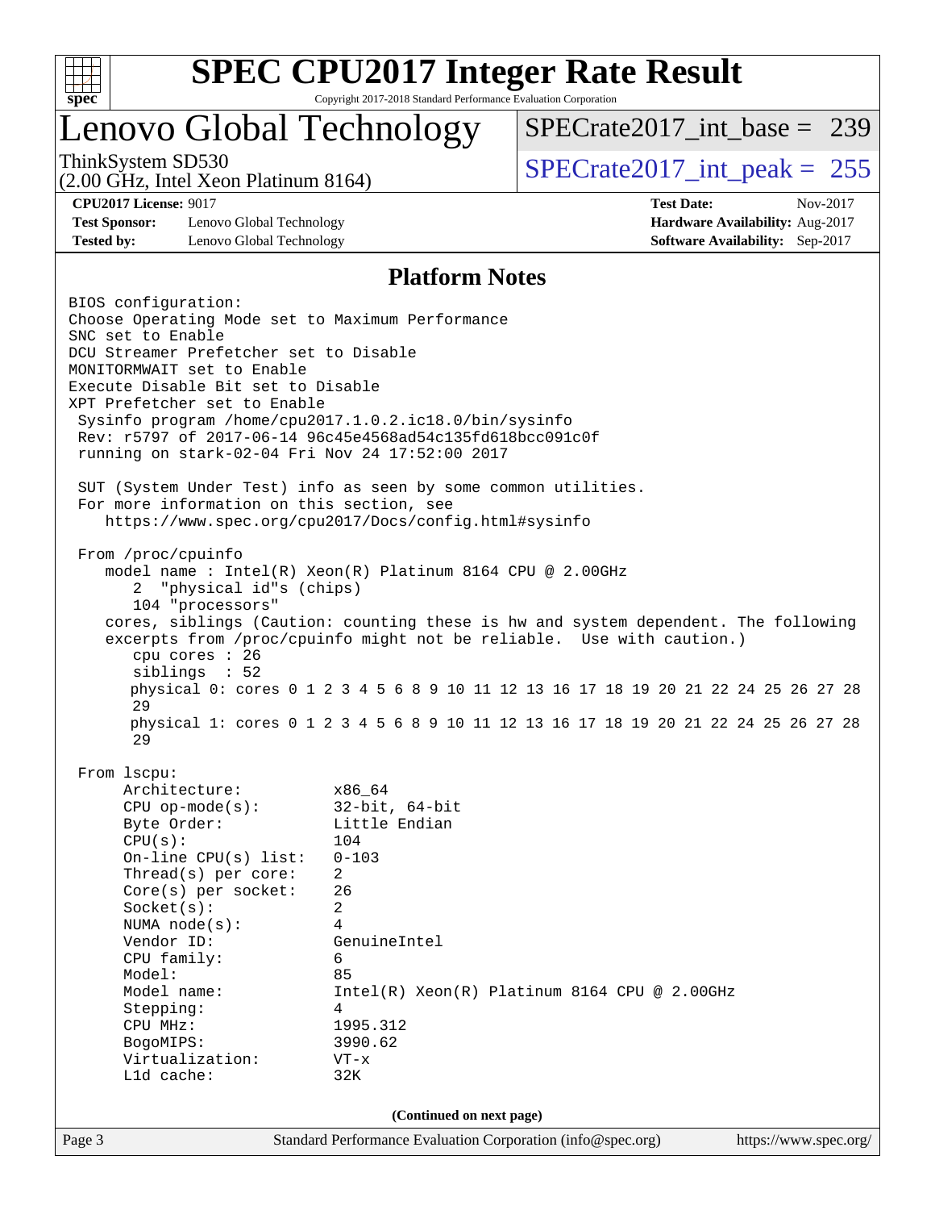# SPEC CPU2017 Integer Rate Result

Copyright 2017-2018 Standard Performance Evaluation Corporation

# Lenovo Global Technology

ThinkSystem SD530
(2.00 GHz, Intel Xeon Platinum 8164)

SPECrate2017_int_base = 239

SPECrate2017_int_peak = 255

**CPU2017 License:** 9017
**Test Sponsor:** Lenovo Global Technology
**Tested by:** Lenovo Global Technology

**Test Date:** Nov-2017
**Hardware Availability:** Aug-2017
**Software Availability:** Sep-2017

## Platform Notes

```
BIOS configuration:
Choose Operating Mode set to Maximum Performance
SNC set to Enable
DCU Streamer Prefetcher set to Disable
MONITORMWAIT set to Enable
Execute Disable Bit set to Disable
XPT Prefetcher set to Enable
 Sysinfo program /home/cpu2017.1.0.2.ic18.0/bin/sysinfo
 Rev: r5797 of 2017-06-14 96c45e4568ad54c135fd618bcc091c0f
 running on stark-02-04 Fri Nov 24 17:52:00 2017

 SUT (System Under Test) info as seen by some common utilities.
 For more information on this section, see
    https://www.spec.org/cpu2017/Docs/config.html#sysinfo

 From /proc/cpuinfo
    model name : Intel(R) Xeon(R) Platinum 8164 CPU @ 2.00GHz
       2  "physical id"s (chips)
       104 "processors"
    cores, siblings (Caution: counting these is hw and system dependent. The following
    excerpts from /proc/cpuinfo might not be reliable.  Use with caution.)
       cpu cores : 26
       siblings  : 52
       physical 0: cores 0 1 2 3 4 5 6 8 9 10 11 12 13 16 17 18 19 20 21 22 24 25 26 27 28
       29
       physical 1: cores 0 1 2 3 4 5 6 8 9 10 11 12 13 16 17 18 19 20 21 22 24 25 26 27 28
       29

 From lscpu:
      Architecture:          x86_64
      CPU op-mode(s):        32-bit, 64-bit
      Byte Order:            Little Endian
      CPU(s):                104
      On-line CPU(s) list:   0-103
      Thread(s) per core:    2
      Core(s) per socket:    26
      Socket(s):             2
      NUMA node(s):          4
      Vendor ID:             GenuineIntel
      CPU family:            6
      Model:                 85
      Model name:            Intel(R) Xeon(R) Platinum 8164 CPU @ 2.00GHz
      Stepping:              4
      CPU MHz:               1995.312
      BogoMIPS:              3990.62
      Virtualization:        VT-x
      L1d cache:             32K
```

(Continued on next page)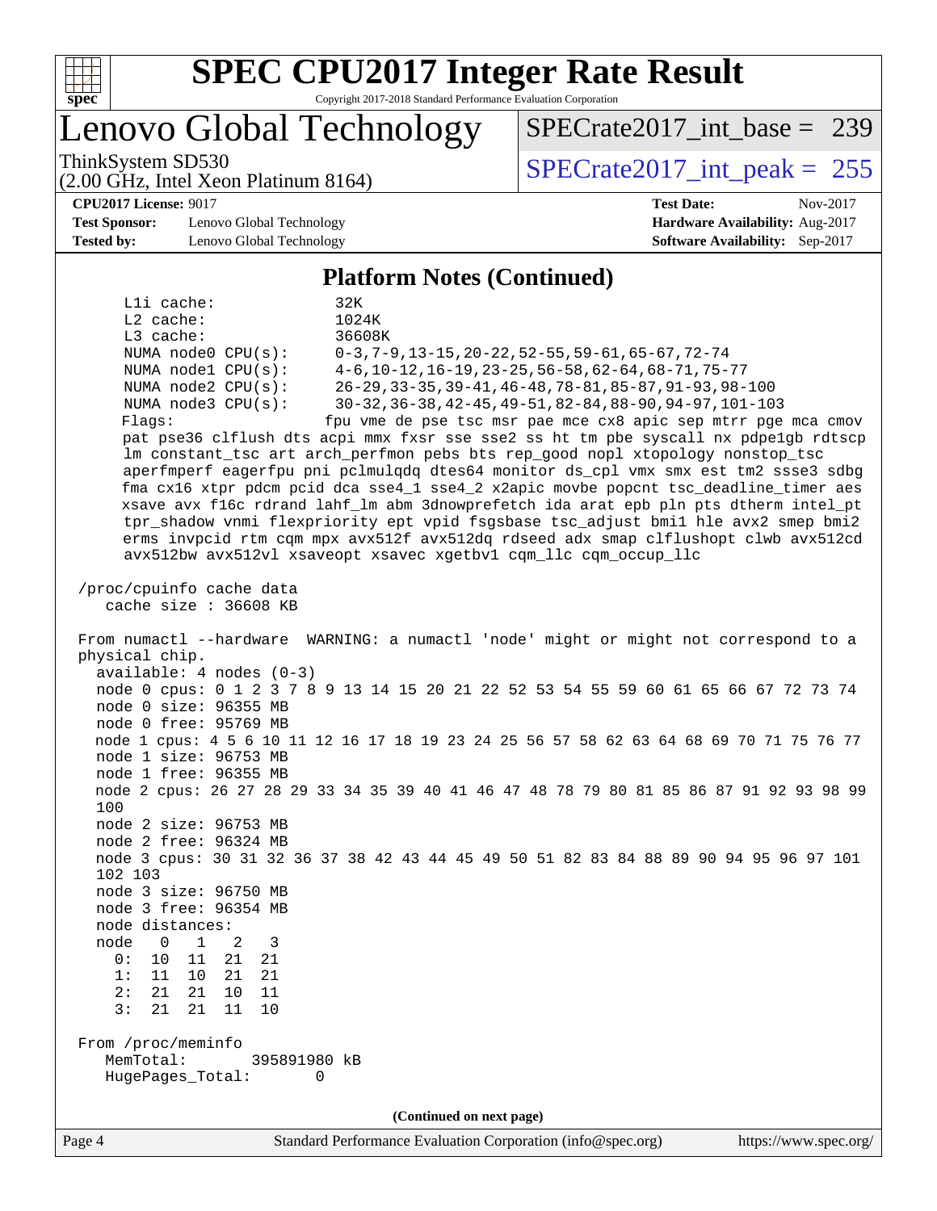# SPEC CPU2017 Integer Rate Result

Copyright 2017-2018 Standard Performance Evaluation Corporation

## Lenovo Global Technology

ThinkSystem SD530
(2.00 GHz, Intel Xeon Platinum 8164)

SPECrate2017_int_base = 239

SPECrate2017_int_peak = 255

**CPU2017 License:** 9017
**Test Sponsor:** Lenovo Global Technology
**Tested by:** Lenovo Global Technology

**Test Date:** Nov-2017
**Hardware Availability:** Aug-2017
**Software Availability:** Sep-2017

### Platform Notes (Continued)

```
     L1i cache:             32K
     L2 cache:              1024K
     L3 cache:              36608K
     NUMA node0 CPU(s):     0-3,7-9,13-15,20-22,52-55,59-61,65-67,72-74
     NUMA node1 CPU(s):     4-6,10-12,16-19,23-25,56-58,62-64,68-71,75-77
     NUMA node2 CPU(s):     26-29,33-35,39-41,46-48,78-81,85-87,91-93,98-100
     NUMA node3 CPU(s):     30-32,36-38,42-45,49-51,82-84,88-90,94-97,101-103
     Flags:                fpu vme de pse tsc msr pae mce cx8 apic sep mtrr pge mca cmov
     pat pse36 clflush dts acpi mmx fxsr sse sse2 ss ht tm pbe syscall nx pdpe1gb rdtscp
     lm constant_tsc art arch_perfmon pebs bts rep_good nopl xtopology nonstop_tsc
     aperfmperf eagerfpu pni pclmulqdq dtes64 monitor ds_cpl vmx smx est tm2 ssse3 sdbg
     fma cx16 xtpr pdcm pcid dca sse4_1 sse4_2 x2apic movbe popcnt tsc_deadline_timer aes
     xsave avx f16c rdrand lahf_lm abm 3dnowprefetch ida arat epb pln pts dtherm intel_pt
     tpr_shadow vnmi flexpriority ept vpid fsgsbase tsc_adjust bmi1 hle avx2 smep bmi2
     erms invpcid rtm cqm mpx avx512f avx512dq rdseed adx smap clflushopt clwb avx512cd
     avx512bw avx512vl xsaveopt xsavec xgetbv1 cqm_llc cqm_occup_llc

 /proc/cpuinfo cache data
    cache size : 36608 KB

 From numactl --hardware  WARNING: a numactl 'node' might or might not correspond to a
 physical chip.
   available: 4 nodes (0-3)
   node 0 cpus: 0 1 2 3 7 8 9 13 14 15 20 21 22 52 53 54 55 59 60 61 65 66 67 72 73 74
   node 0 size: 96355 MB
   node 0 free: 95769 MB
   node 1 cpus: 4 5 6 10 11 12 16 17 18 19 23 24 25 56 57 58 62 63 64 68 69 70 71 75 76 77
   node 1 size: 96753 MB
   node 1 free: 96355 MB
   node 2 cpus: 26 27 28 29 33 34 35 39 40 41 46 47 48 78 79 80 81 85 86 87 91 92 93 98 99
   100
   node 2 size: 96753 MB
   node 2 free: 96324 MB
   node 3 cpus: 30 31 32 36 37 38 42 43 44 45 49 50 51 82 83 84 88 89 90 94 95 96 97 101
   102 103
   node 3 size: 96750 MB
   node 3 free: 96354 MB
   node distances:
   node   0   1   2   3
     0:  10  11  21  21
     1:  11  10  21  21
     2:  21  21  10  11
     3:  21  21  11  10

 From /proc/meminfo
    MemTotal:       395891980 kB
    HugePages_Total:       0
```

(Continued on next page)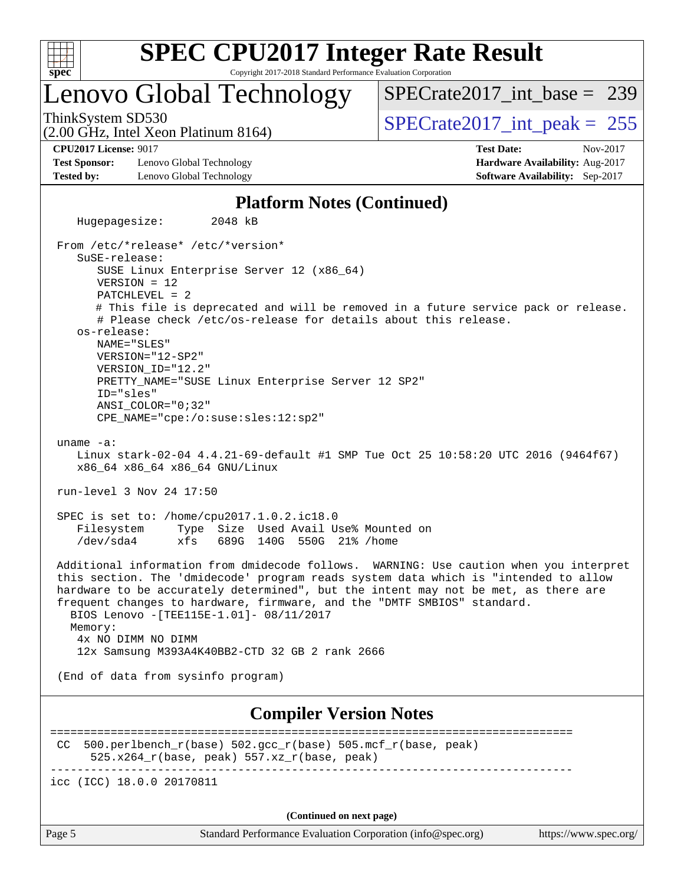## Platform Notes (Continued)

```
   Hugepagesize:        2048 kB

 From /etc/*release* /etc/*version*
    SuSE-release:
       SUSE Linux Enterprise Server 12 (x86_64)
       VERSION = 12
       PATCHLEVEL = 2
       # This file is deprecated and will be removed in a future service pack or release.
       # Please check /etc/os-release for details about this release.
    os-release:
       NAME="SLES"
       VERSION="12-SP2"
       VERSION_ID="12.2"
       PRETTY_NAME="SUSE Linux Enterprise Server 12 SP2"
       ID="sles"
       ANSI_COLOR="0;32"
       CPE_NAME="cpe:/o:suse:sles:12:sp2"

 uname -a:
    Linux stark-02-04 4.4.21-69-default #1 SMP Tue Oct 25 10:58:20 UTC 2016 (9464f67)
    x86_64 x86_64 x86_64 GNU/Linux

 run-level 3 Nov 24 17:50

 SPEC is set to: /home/cpu2017.1.0.2.ic18.0
    Filesystem     Type  Size  Used Avail Use% Mounted on
    /dev/sda4      xfs   689G  140G  550G  21% /home

 Additional information from dmidecode follows.  WARNING: Use caution when you interpret
 this section. The 'dmidecode' program reads system data which is "intended to allow
 hardware to be accurately determined", but the intent may not be met, as there are
 frequent changes to hardware, firmware, and the "DMTF SMBIOS" standard.
   BIOS Lenovo -[TEE115E-1.01]- 08/11/2017
   Memory:
    4x NO DIMM NO DIMM
    12x Samsung M393A4K40BB2-CTD 32 GB 2 rank 2666

 (End of data from sysinfo program)
```

## Compiler Version Notes

```
==============================================================================
 CC  500.perlbench_r(base) 502.gcc_r(base) 505.mcf_r(base, peak)
      525.x264_r(base, peak) 557.xz_r(base, peak)
------------------------------------------------------------------------------
icc (ICC) 18.0.0 20170811
```

**(Continued on next page)**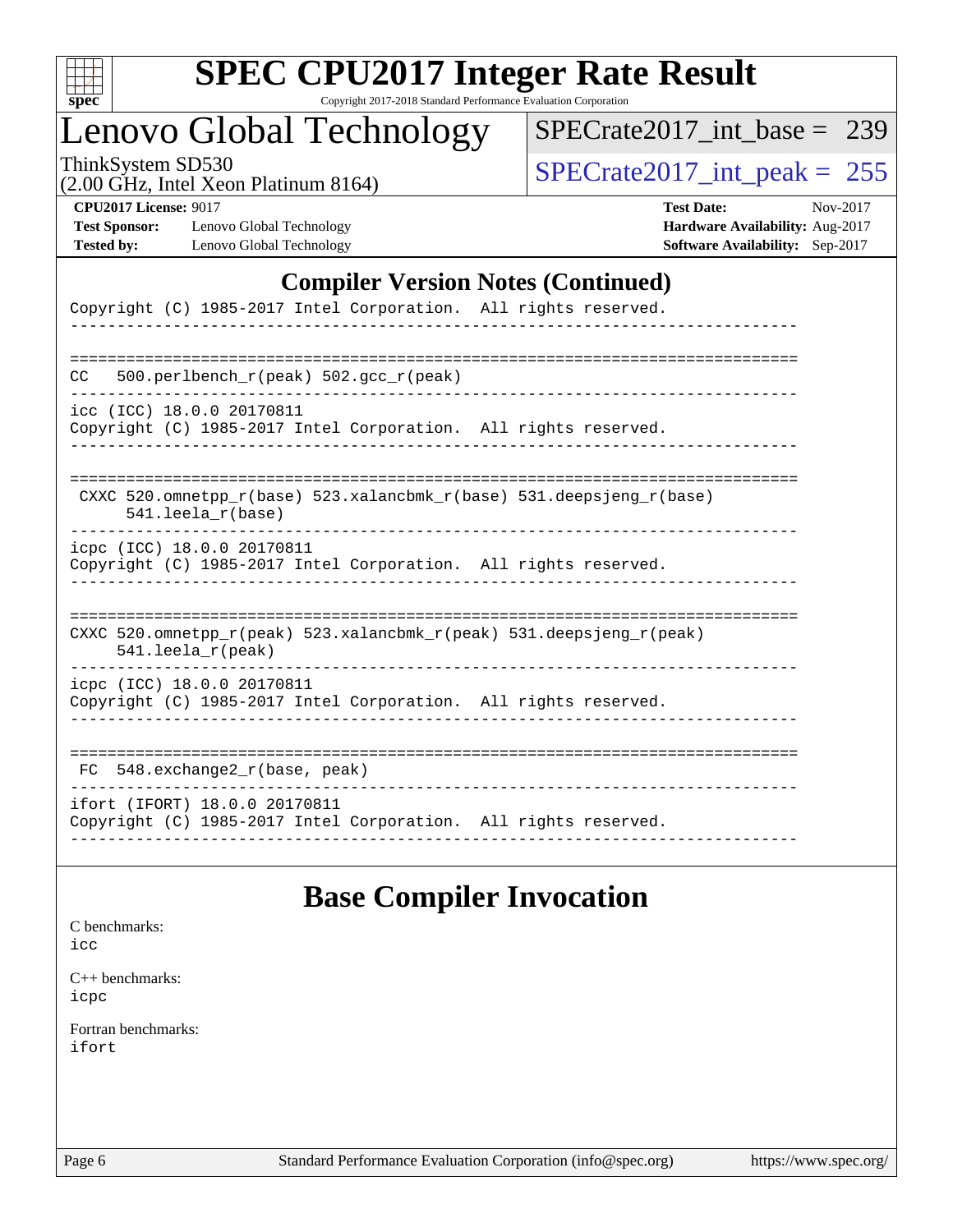## Compiler Version Notes (Continued)

```
Copyright (C) 1985-2017 Intel Corporation.  All rights reserved.
------------------------------------------------------------------------------

==============================================================================
CC   500.perlbench_r(peak) 502.gcc_r(peak)
------------------------------------------------------------------------------
icc (ICC) 18.0.0 20170811
Copyright (C) 1985-2017 Intel Corporation.  All rights reserved.
------------------------------------------------------------------------------

==============================================================================
 CXXC 520.omnetpp_r(base) 523.xalancbmk_r(base) 531.deepsjeng_r(base)
      541.leela_r(base)
------------------------------------------------------------------------------
icpc (ICC) 18.0.0 20170811
Copyright (C) 1985-2017 Intel Corporation.  All rights reserved.
------------------------------------------------------------------------------

==============================================================================
CXXC 520.omnetpp_r(peak) 523.xalancbmk_r(peak) 531.deepsjeng_r(peak)
     541.leela_r(peak)
------------------------------------------------------------------------------
icpc (ICC) 18.0.0 20170811
Copyright (C) 1985-2017 Intel Corporation.  All rights reserved.
------------------------------------------------------------------------------

==============================================================================
 FC  548.exchange2_r(base, peak)
------------------------------------------------------------------------------
ifort (IFORT) 18.0.0 20170811
Copyright (C) 1985-2017 Intel Corporation.  All rights reserved.
------------------------------------------------------------------------------
```

## Base Compiler Invocation

C benchmarks:
icc

C++ benchmarks:
icpc

Fortran benchmarks:
ifort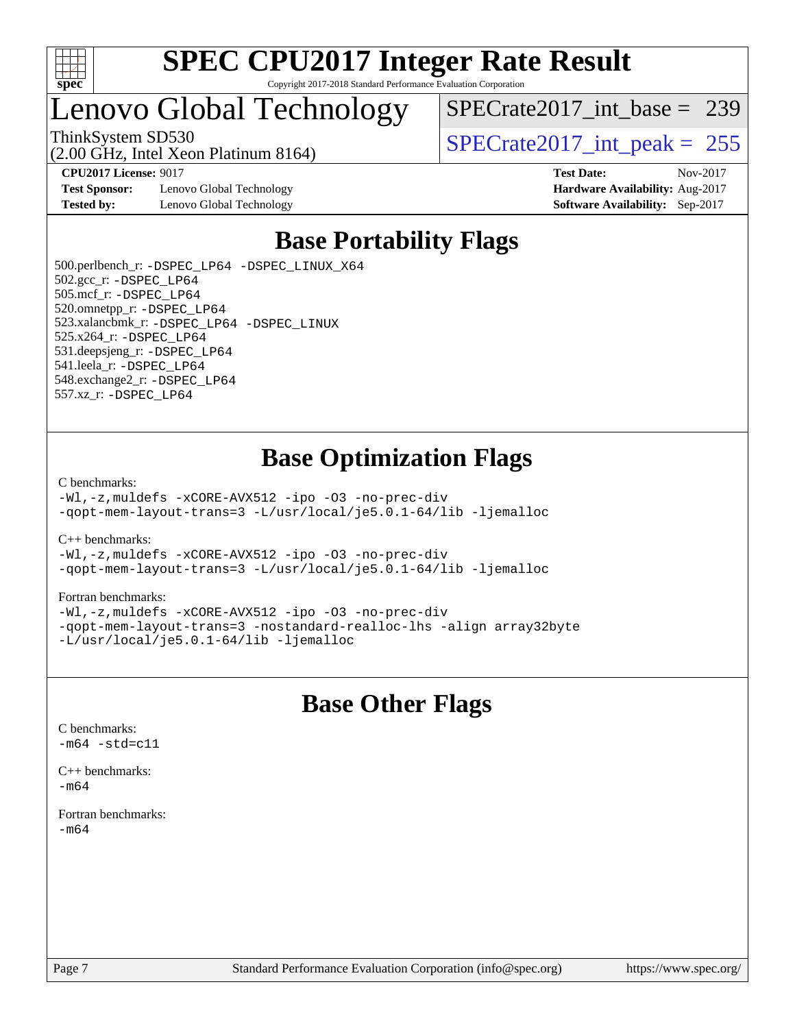# Lenovo Global Technology

ThinkSystem SD530
(2.00 GHz, Intel Xeon Platinum 8164)

SPECrate2017_int_base = 239

SPECrate2017_int_peak = 255

**CPU2017 License:** 9017
**Test Sponsor:** Lenovo Global Technology
**Tested by:** Lenovo Global Technology

**Test Date:** Nov-2017
**Hardware Availability:** Aug-2017
**Software Availability:** Sep-2017

## Base Portability Flags

500.perlbench_r: -DSPEC_LP64 -DSPEC_LINUX_X64
502.gcc_r: -DSPEC_LP64
505.mcf_r: -DSPEC_LP64
520.omnetpp_r: -DSPEC_LP64
523.xalancbmk_r: -DSPEC_LP64 -DSPEC_LINUX
525.x264_r: -DSPEC_LP64
531.deepsjeng_r: -DSPEC_LP64
541.leela_r: -DSPEC_LP64
548.exchange2_r: -DSPEC_LP64
557.xz_r: -DSPEC_LP64

## Base Optimization Flags

C benchmarks:
```
-Wl,-z,muldefs -xCORE-AVX512 -ipo -O3 -no-prec-div
-qopt-mem-layout-trans=3 -L/usr/local/je5.0.1-64/lib -ljemalloc
```

C++ benchmarks:
```
-Wl,-z,muldefs -xCORE-AVX512 -ipo -O3 -no-prec-div
-qopt-mem-layout-trans=3 -L/usr/local/je5.0.1-64/lib -ljemalloc
```

Fortran benchmarks:
```
-Wl,-z,muldefs -xCORE-AVX512 -ipo -O3 -no-prec-div
-qopt-mem-layout-trans=3 -nostandard-realloc-lhs -align array32byte
-L/usr/local/je5.0.1-64/lib -ljemalloc
```

## Base Other Flags

C benchmarks:
```
-m64 -std=c11
```

C++ benchmarks:
```
-m64
```

Fortran benchmarks:
```
-m64
```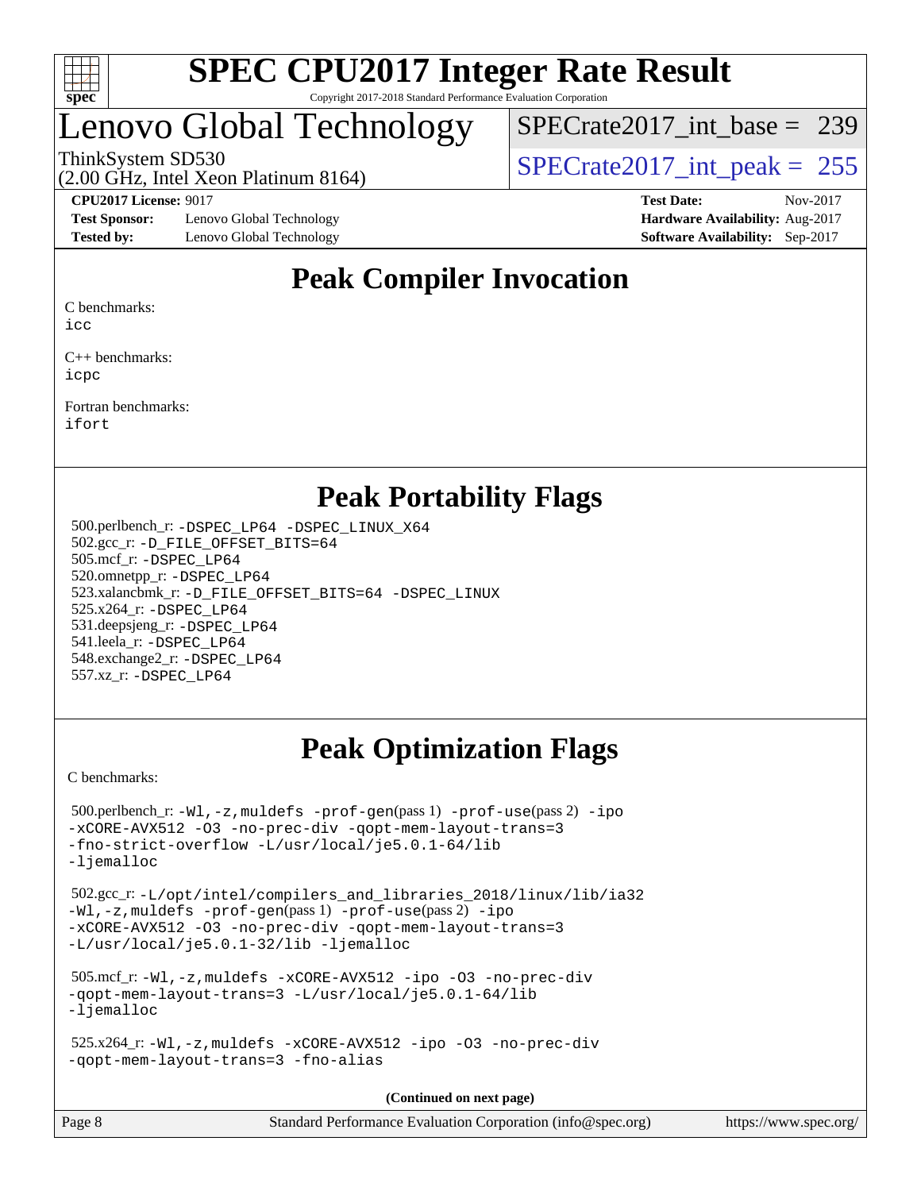# SPEC CPU2017 Integer Rate Result

Copyright 2017-2018 Standard Performance Evaluation Corporation

# Lenovo Global Technology

ThinkSystem SD530
(2.00 GHz, Intel Xeon Platinum 8164)

SPECrate2017_int_base = 239

SPECrate2017_int_peak = 255

**CPU2017 License:** 9017
**Test Sponsor:** Lenovo Global Technology
**Tested by:** Lenovo Global Technology

**Test Date:** Nov-2017
**Hardware Availability:** Aug-2017
**Software Availability:** Sep-2017

## Peak Compiler Invocation

C benchmarks:
icc

C++ benchmarks:
icpc

Fortran benchmarks:
ifort

## Peak Portability Flags

500.perlbench_r: -DSPEC_LP64 -DSPEC_LINUX_X64
502.gcc_r: -D_FILE_OFFSET_BITS=64
505.mcf_r: -DSPEC_LP64
520.omnetpp_r: -DSPEC_LP64
523.xalancbmk_r: -D_FILE_OFFSET_BITS=64 -DSPEC_LINUX
525.x264_r: -DSPEC_LP64
531.deepsjeng_r: -DSPEC_LP64
541.leela_r: -DSPEC_LP64
548.exchange2_r: -DSPEC_LP64
557.xz_r: -DSPEC_LP64

## Peak Optimization Flags

C benchmarks:

500.perlbench_r: -Wl,-z,muldefs -prof-gen(pass 1) -prof-use(pass 2) -ipo -xCORE-AVX512 -O3 -no-prec-div -qopt-mem-layout-trans=3 -fno-strict-overflow -L/usr/local/je5.0.1-64/lib -ljemalloc

502.gcc_r: -L/opt/intel/compilers_and_libraries_2018/linux/lib/ia32 -Wl,-z,muldefs -prof-gen(pass 1) -prof-use(pass 2) -ipo -xCORE-AVX512 -O3 -no-prec-div -qopt-mem-layout-trans=3 -L/usr/local/je5.0.1-32/lib -ljemalloc

505.mcf_r: -Wl,-z,muldefs -xCORE-AVX512 -ipo -O3 -no-prec-div -qopt-mem-layout-trans=3 -L/usr/local/je5.0.1-64/lib -ljemalloc

525.x264_r: -Wl,-z,muldefs -xCORE-AVX512 -ipo -O3 -no-prec-div -qopt-mem-layout-trans=3 -fno-alias

**(Continued on next page)**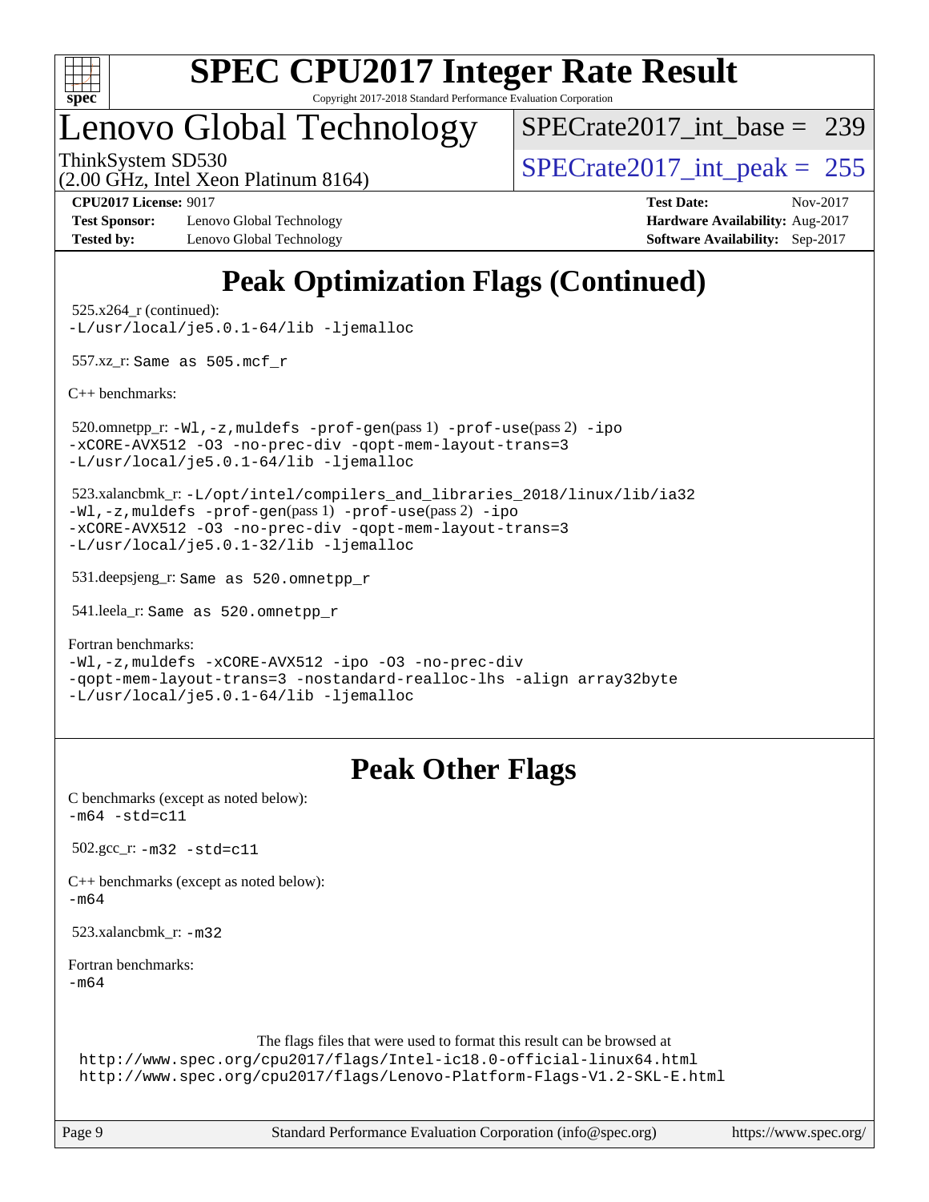# Peak Optimization Flags (Continued)

525.x264_r (continued):
-L/usr/local/je5.0.1-64/lib -ljemalloc

557.xz_r: Same as 505.mcf_r

C++ benchmarks:

520.omnetpp_r: -Wl,-z,muldefs -prof-gen(pass 1) -prof-use(pass 2) -ipo -xCORE-AVX512 -O3 -no-prec-div -qopt-mem-layout-trans=3 -L/usr/local/je5.0.1-64/lib -ljemalloc

523.xalancbmk_r: -L/opt/intel/compilers_and_libraries_2018/linux/lib/ia32 -Wl,-z,muldefs -prof-gen(pass 1) -prof-use(pass 2) -ipo -xCORE-AVX512 -O3 -no-prec-div -qopt-mem-layout-trans=3 -L/usr/local/je5.0.1-32/lib -ljemalloc

531.deepsjeng_r: Same as 520.omnetpp_r

541.leela_r: Same as 520.omnetpp_r

Fortran benchmarks:
-Wl,-z,muldefs -xCORE-AVX512 -ipo -O3 -no-prec-div -qopt-mem-layout-trans=3 -nostandard-realloc-lhs -align array32byte -L/usr/local/je5.0.1-64/lib -ljemalloc

# Peak Other Flags

C benchmarks (except as noted below):
-m64 -std=c11

502.gcc_r: -m32 -std=c11

C++ benchmarks (except as noted below):
-m64

523.xalancbmk_r: -m32

Fortran benchmarks:
-m64

The flags files that were used to format this result can be browsed at
http://www.spec.org/cpu2017/flags/Intel-ic18.0-official-linux64.html
http://www.spec.org/cpu2017/flags/Lenovo-Platform-Flags-V1.2-SKL-E.html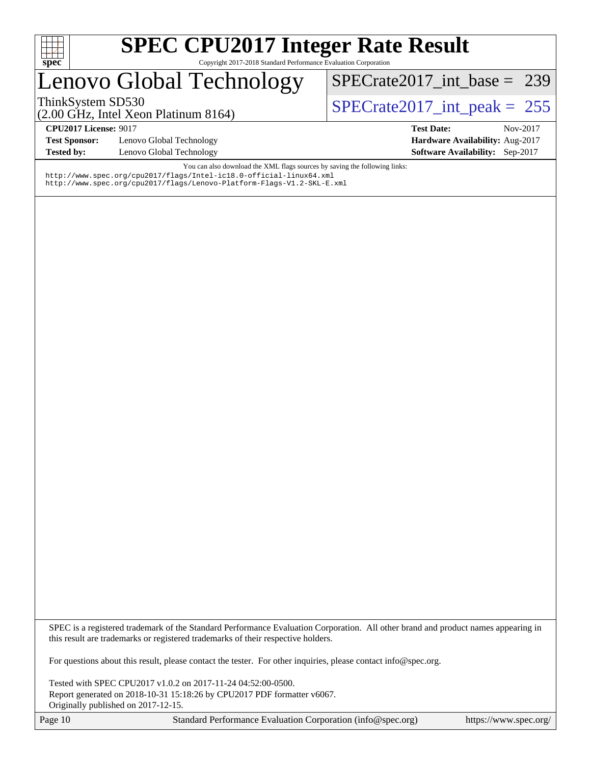You can also download the XML flags sources by saving the following links:

```
http://www.spec.org/cpu2017/flags/Intel-ic18.0-official-linux64.xml
http://www.spec.org/cpu2017/flags/Lenovo-Platform-Flags-V1.2-SKL-E.xml
```

SPEC is a registered trademark of the Standard Performance Evaluation Corporation. All other brand and product names appearing in this result are trademarks or registered trademarks of their respective holders.

For questions about this result, please contact the tester. For other inquiries, please contact info@spec.org.

Tested with SPEC CPU2017 v1.0.2 on 2017-11-24 04:52:00-0500.
Report generated on 2018-10-31 15:18:26 by CPU2017 PDF formatter v6067.
Originally published on 2017-12-15.